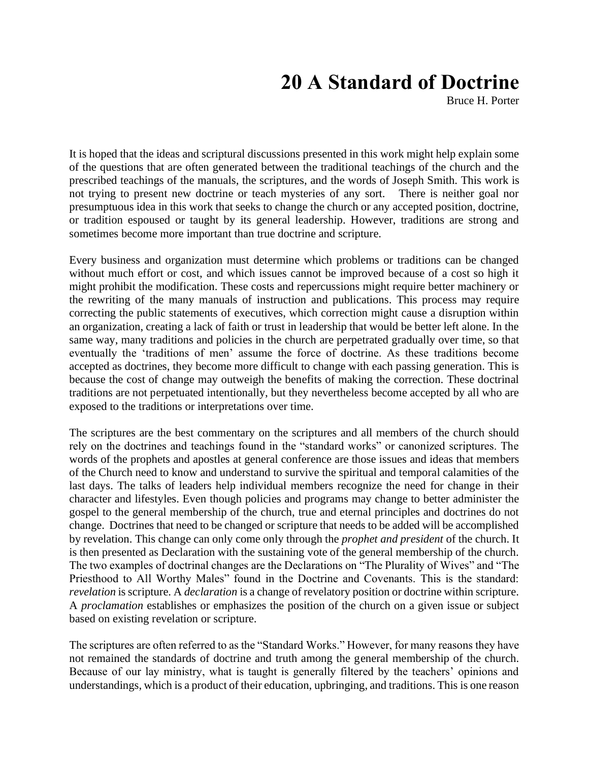# 20 A Standard of Doctrine

Bruce H. Porter

It is hoped that the ideas and scriptural discussions presented in this work might help explain some of the questions that are often generated between the traditional teachings of the church and the prescribed teachings of the manuals, the scriptures, and the words of Joseph Smith. This work is not trying to present new doctrine or teach mysteries of any sort. There is neither goal nor presumptuous idea in this work that seeks to change the church or any accepted position, doctrine, or tradition espoused or taught by its general leadership. However, traditions are strong and sometimes become more important than true doctrine and scripture.

Every business and organization must determine which problems or traditions can be changed without much effort or cost, and which issues cannot be improved because of a cost so high it might prohibit the modification. These costs and repercussions might require better machinery or the rewriting of the many manuals of instruction and publications. This process may require correcting the public statements of executives, which correction might cause a disruption within an organization, creating a lack of faith or trust in leadership that would be better left alone. In the same way, many traditions and policies in the church are perpetrated gradually over time, so that eventually the 'traditions of men' assume the force of doctrine. As these traditions become accepted as doctrines, they become more difficult to change with each passing generation. This is because the cost of change may outweigh the benefits of making the correction. These doctrinal traditions are not perpetuated intentionally, but they nevertheless become accepted by all who are exposed to the traditions or interpretations over time.

The scriptures are the best commentary on the scriptures and all members of the church should rely on the doctrines and teachings found in the "standard works" or canonized scriptures. The words of the prophets and apostles at general conference are those issues and ideas that members of the Church need to know and understand to survive the spiritual and temporal calamities of the last days. The talks of leaders help individual members recognize the need for change in their character and lifestyles. Even though policies and programs may change to better administer the gospel to the general membership of the church, true and eternal principles and doctrines do not change. Doctrines that need to be changed or scripture that needs to be added will be accomplished by revelation. This change can only come only through the *prophet and president* of the church. It is then presented as Declaration with the sustaining vote of the general membership of the church. The two examples of doctrinal changes are the Declarations on "The Plurality of Wives" and "The Priesthood to All Worthy Males" found in the Doctrine and Covenants. This is the standard: *revelation* is scripture. A *declaration* is a change of revelatory position or doctrine within scripture. A *proclamation* establishes or emphasizes the position of the church on a given issue or subject based on existing revelation or scripture.

The scriptures are often referred to as the "Standard Works." However, for many reasons they have not remained the standards of doctrine and truth among the general membership of the church. Because of our lay ministry, what is taught is generally filtered by the teachers' opinions and understandings, which is a product of their education, upbringing, and traditions. This is one reason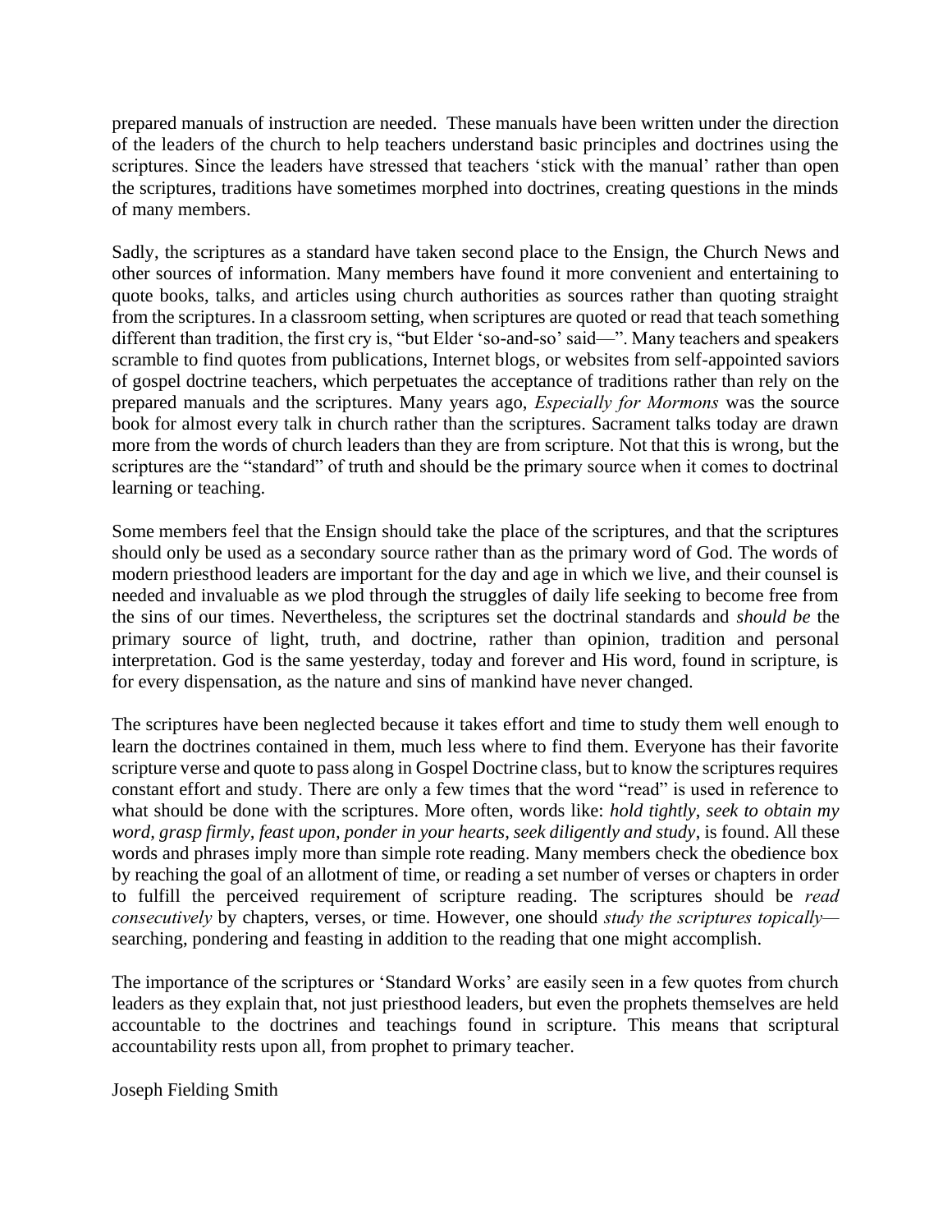prepared manuals of instruction are needed. These manuals have been written under the direction of the leaders of the church to help teachers understand basic principles and doctrines using the scriptures. Since the leaders have stressed that teachers 'stick with the manual' rather than open the scriptures, traditions have sometimes morphed into doctrines, creating questions in the minds of many members.

Sadly, the scriptures as a standard have taken second place to the Ensign, the Church News and other sources of information. Many members have found it more convenient and entertaining to quote books, talks, and articles using church authorities as sources rather than quoting straight from the scriptures. In a classroom setting, when scriptures are quoted or read that teach something different than tradition, the first cry is, "but Elder 'so-and-so' said—". Many teachers and speakers scramble to find quotes from publications, Internet blogs, or websites from self-appointed saviors of gospel doctrine teachers, which perpetuates the acceptance of traditions rather than rely on the prepared manuals and the scriptures. Many years ago, *Especially for Mormons* was the source book for almost every talk in church rather than the scriptures. Sacrament talks today are drawn more from the words of church leaders than they are from scripture. Not that this is wrong, but the scriptures are the "standard" of truth and should be the primary source when it comes to doctrinal learning or teaching.

Some members feel that the Ensign should take the place of the scriptures, and that the scriptures should only be used as a secondary source rather than as the primary word of God. The words of modern priesthood leaders are important for the day and age in which we live, and their counsel is needed and invaluable as we plod through the struggles of daily life seeking to become free from the sins of our times. Nevertheless, the scriptures set the doctrinal standards and *should be* the primary source of light, truth, and doctrine, rather than opinion, tradition and personal interpretation. God is the same yesterday, today and forever and His word, found in scripture, is for every dispensation, as the nature and sins of mankind have never changed.

The scriptures have been neglected because it takes effort and time to study them well enough to learn the doctrines contained in them, much less where to find them. Everyone has their favorite scripture verse and quote to pass along in Gospel Doctrine class, but to know the scriptures requires constant effort and study. There are only a few times that the word "read" is used in reference to what should be done with the scriptures. More often, words like: *hold tightly*, *seek to obtain my word*, *grasp firmly*, *feast upon*, *ponder in your hearts*, *seek diligently and study*, is found. All these words and phrases imply more than simple rote reading. Many members check the obedience box by reaching the goal of an allotment of time, or reading a set number of verses or chapters in order to fulfill the perceived requirement of scripture reading. The scriptures should be *read consecutively* by chapters, verses, or time. However, one should *study the scriptures topically*—searching, pondering and feasting in addition to the reading that one might accomplish.

The importance of the scriptures or 'Standard Works' are easily seen in a few quotes from church leaders as they explain that, not just priesthood leaders, but even the prophets themselves are held accountable to the doctrines and teachings found in scripture. This means that scriptural accountability rests upon all, from prophet to primary teacher.

Joseph Fielding Smith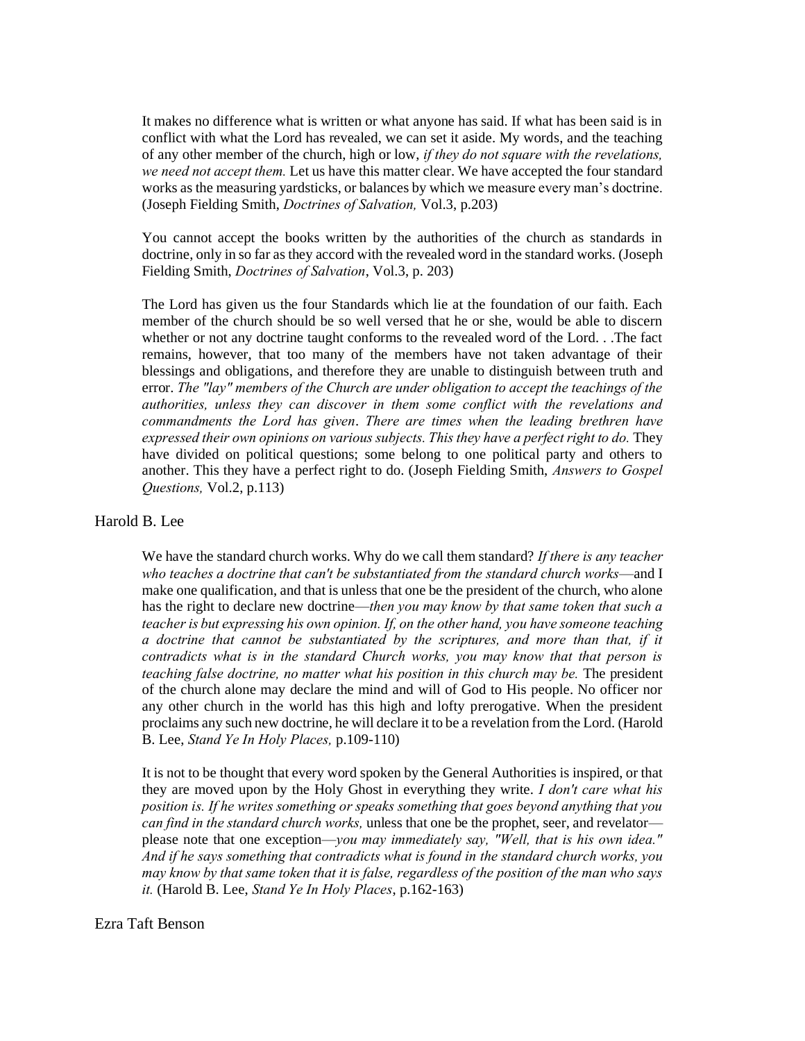> It makes no difference what is written or what anyone has said. If what has been said is in conflict with what the Lord has revealed, we can set it aside. My words, and the teaching of any other member of the church, high or low, *if they do not square with the revelations, we need not accept them.* Let us have this matter clear. We have accepted the four standard works as the measuring yardsticks, or balances by which we measure every man's doctrine. (Joseph Fielding Smith, *Doctrines of Salvation,* Vol.3, p.203)

> You cannot accept the books written by the authorities of the church as standards in doctrine, only in so far as they accord with the revealed word in the standard works. (Joseph Fielding Smith, *Doctrines of Salvation*, Vol.3, p. 203)

> The Lord has given us the four Standards which lie at the foundation of our faith. Each member of the church should be so well versed that he or she, would be able to discern whether or not any doctrine taught conforms to the revealed word of the Lord. . .The fact remains, however, that too many of the members have not taken advantage of their blessings and obligations, and therefore they are unable to distinguish between truth and error. *The "lay" members of the Church are under obligation to accept the teachings of the authorities, unless they can discover in them some conflict with the revelations and commandments the Lord has given*. *There are times when the leading brethren have expressed their own opinions on various subjects. This they have a perfect right to do.* They have divided on political questions; some belong to one political party and others to another. This they have a perfect right to do. (Joseph Fielding Smith, *Answers to Gospel Questions,* Vol.2, p.113)

## Harold B. Lee

> We have the standard church works. Why do we call them standard? *If there is any teacher who teaches a doctrine that can't be substantiated from the standard church works*—and I make one qualification, and that is unless that one be the president of the church, who alone has the right to declare new doctrine—*then you may know by that same token that such a teacher is but expressing his own opinion. If, on the other hand, you have someone teaching a doctrine that cannot be substantiated by the scriptures, and more than that, if it contradicts what is in the standard Church works, you may know that that person is teaching false doctrine, no matter what his position in this church may be.* The president of the church alone may declare the mind and will of God to His people. No officer nor any other church in the world has this high and lofty prerogative. When the president proclaims any such new doctrine, he will declare it to be a revelation from the Lord. (Harold B. Lee, *Stand Ye In Holy Places,* p.109-110)

> It is not to be thought that every word spoken by the General Authorities is inspired, or that they are moved upon by the Holy Ghost in everything they write. *I don't care what his position is. If he writes something or speaks something that goes beyond anything that you can find in the standard church works,* unless that one be the prophet, seer, and revelator—please note that one exception—*you may immediately say, "Well, that is his own idea." And if he says something that contradicts what is found in the standard church works, you may know by that same token that it is false, regardless of the position of the man who says it.* (Harold B. Lee, *Stand Ye In Holy Places*, p.162-163)

## Ezra Taft Benson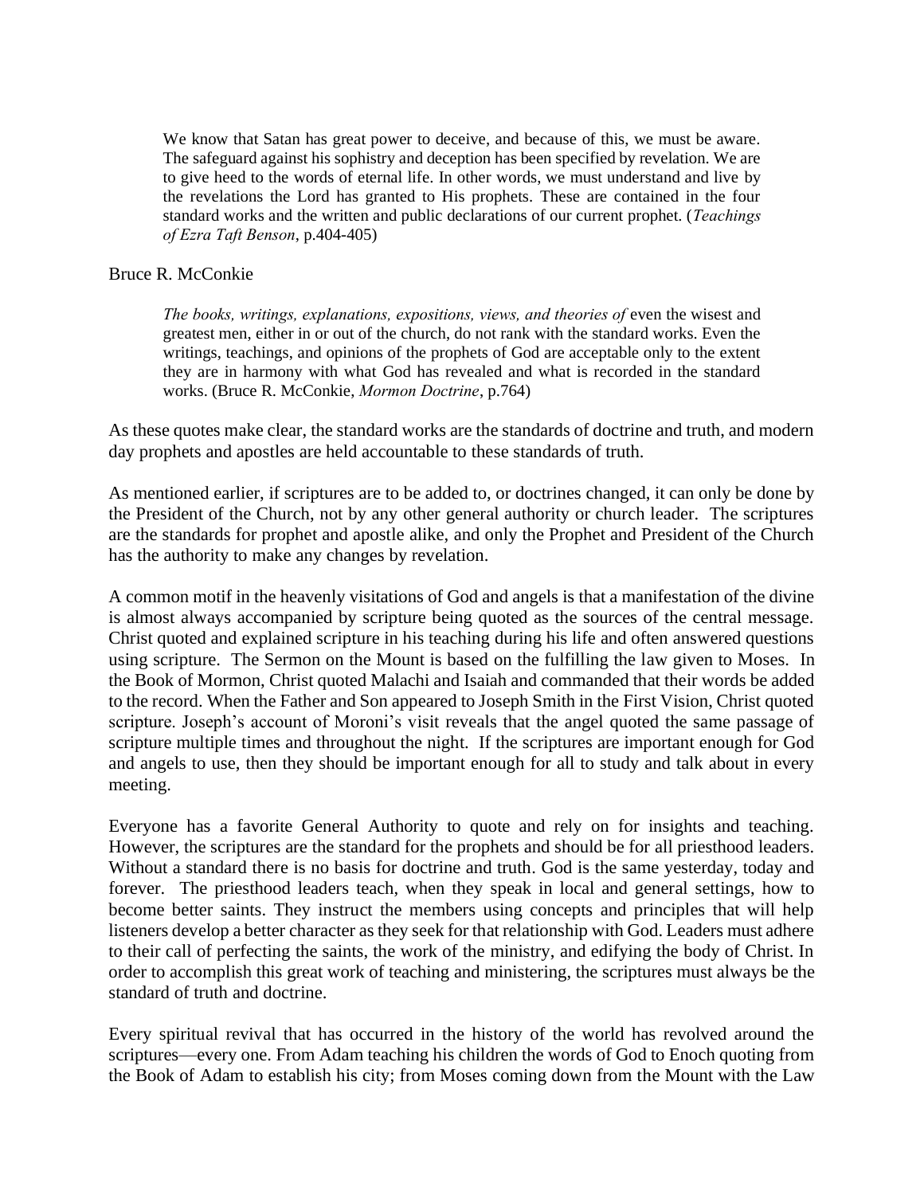> We know that Satan has great power to deceive, and because of this, we must be aware. The safeguard against his sophistry and deception has been specified by revelation. We are to give heed to the words of eternal life. In other words, we must understand and live by the revelations the Lord has granted to His prophets. These are contained in the four standard works and the written and public declarations of our current prophet. (*Teachings of Ezra Taft Benson*, p.404-405)

Bruce R. McConkie

> *The books, writings, explanations, expositions, views, and theories of* even the wisest and greatest men, either in or out of the church, do not rank with the standard works. Even the writings, teachings, and opinions of the prophets of God are acceptable only to the extent they are in harmony with what God has revealed and what is recorded in the standard works. (Bruce R. McConkie, *Mormon Doctrine*, p.764)

As these quotes make clear, the standard works are the standards of doctrine and truth, and modern day prophets and apostles are held accountable to these standards of truth.

As mentioned earlier, if scriptures are to be added to, or doctrines changed, it can only be done by the President of the Church, not by any other general authority or church leader. The scriptures are the standards for prophet and apostle alike, and only the Prophet and President of the Church has the authority to make any changes by revelation.

A common motif in the heavenly visitations of God and angels is that a manifestation of the divine is almost always accompanied by scripture being quoted as the sources of the central message. Christ quoted and explained scripture in his teaching during his life and often answered questions using scripture. The Sermon on the Mount is based on the fulfilling the law given to Moses. In the Book of Mormon, Christ quoted Malachi and Isaiah and commanded that their words be added to the record. When the Father and Son appeared to Joseph Smith in the First Vision, Christ quoted scripture. Joseph's account of Moroni's visit reveals that the angel quoted the same passage of scripture multiple times and throughout the night. If the scriptures are important enough for God and angels to use, then they should be important enough for all to study and talk about in every meeting.

Everyone has a favorite General Authority to quote and rely on for insights and teaching. However, the scriptures are the standard for the prophets and should be for all priesthood leaders. Without a standard there is no basis for doctrine and truth. God is the same yesterday, today and forever. The priesthood leaders teach, when they speak in local and general settings, how to become better saints. They instruct the members using concepts and principles that will help listeners develop a better character as they seek for that relationship with God. Leaders must adhere to their call of perfecting the saints, the work of the ministry, and edifying the body of Christ. In order to accomplish this great work of teaching and ministering, the scriptures must always be the standard of truth and doctrine.

Every spiritual revival that has occurred in the history of the world has revolved around the scriptures—every one. From Adam teaching his children the words of God to Enoch quoting from the Book of Adam to establish his city; from Moses coming down from the Mount with the Law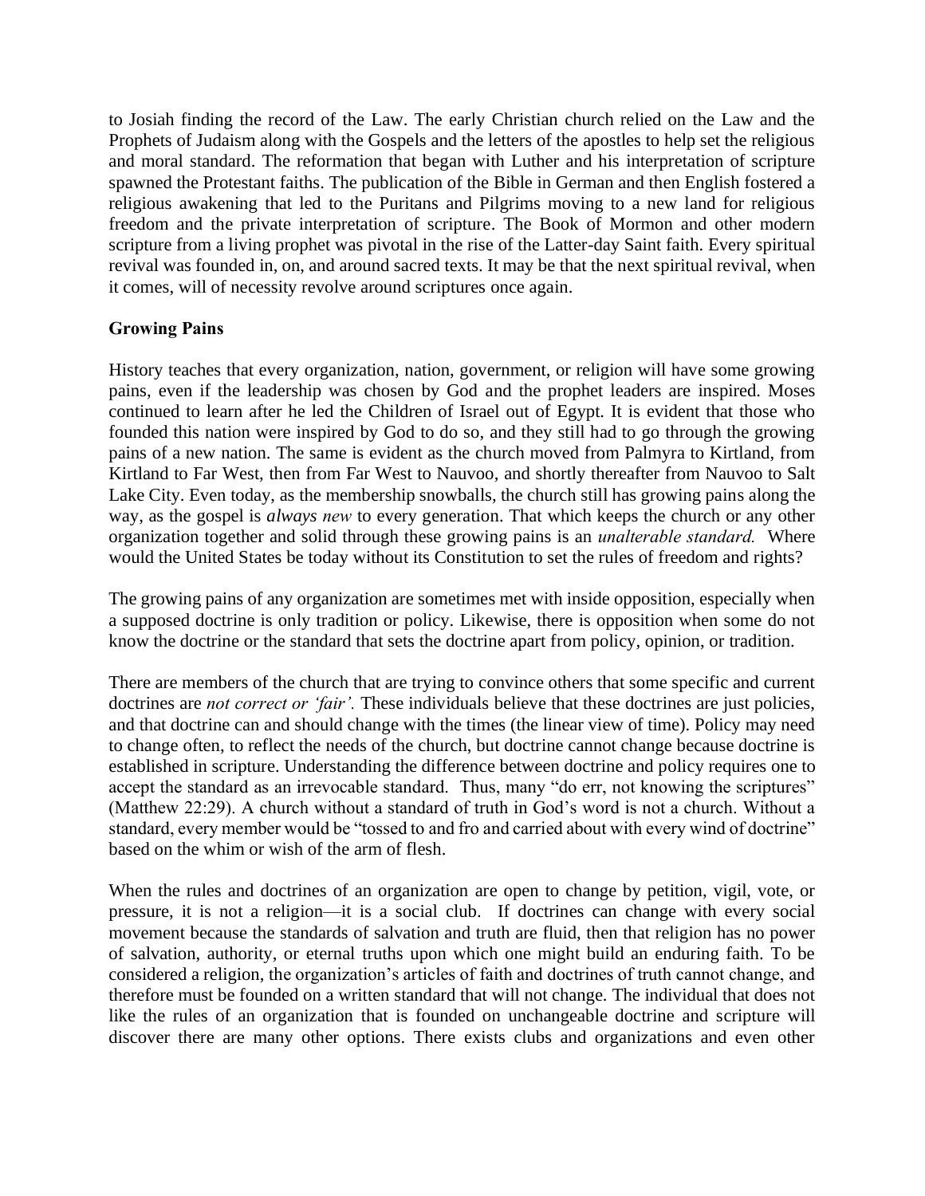to Josiah finding the record of the Law. The early Christian church relied on the Law and the Prophets of Judaism along with the Gospels and the letters of the apostles to help set the religious and moral standard. The reformation that began with Luther and his interpretation of scripture spawned the Protestant faiths. The publication of the Bible in German and then English fostered a religious awakening that led to the Puritans and Pilgrims moving to a new land for religious freedom and the private interpretation of scripture. The Book of Mormon and other modern scripture from a living prophet was pivotal in the rise of the Latter-day Saint faith. Every spiritual revival was founded in, on, and around sacred texts. It may be that the next spiritual revival, when it comes, will of necessity revolve around scriptures once again.

**Growing Pains**

History teaches that every organization, nation, government, or religion will have some growing pains, even if the leadership was chosen by God and the prophet leaders are inspired. Moses continued to learn after he led the Children of Israel out of Egypt. It is evident that those who founded this nation were inspired by God to do so, and they still had to go through the growing pains of a new nation. The same is evident as the church moved from Palmyra to Kirtland, from Kirtland to Far West, then from Far West to Nauvoo, and shortly thereafter from Nauvoo to Salt Lake City. Even today, as the membership snowballs, the church still has growing pains along the way, as the gospel is *always new* to every generation. That which keeps the church or any other organization together and solid through these growing pains is an *unalterable standard.* Where would the United States be today without its Constitution to set the rules of freedom and rights?

The growing pains of any organization are sometimes met with inside opposition, especially when a supposed doctrine is only tradition or policy. Likewise, there is opposition when some do not know the doctrine or the standard that sets the doctrine apart from policy, opinion, or tradition.

There are members of the church that are trying to convince others that some specific and current doctrines are *not correct or 'fair'.* These individuals believe that these doctrines are just policies, and that doctrine can and should change with the times (the linear view of time). Policy may need to change often, to reflect the needs of the church, but doctrine cannot change because doctrine is established in scripture. Understanding the difference between doctrine and policy requires one to accept the standard as an irrevocable standard. Thus, many "do err, not knowing the scriptures" (Matthew 22:29). A church without a standard of truth in God's word is not a church. Without a standard, every member would be "tossed to and fro and carried about with every wind of doctrine" based on the whim or wish of the arm of flesh.

When the rules and doctrines of an organization are open to change by petition, vigil, vote, or pressure, it is not a religion—it is a social club. If doctrines can change with every social movement because the standards of salvation and truth are fluid, then that religion has no power of salvation, authority, or eternal truths upon which one might build an enduring faith. To be considered a religion, the organization's articles of faith and doctrines of truth cannot change, and therefore must be founded on a written standard that will not change. The individual that does not like the rules of an organization that is founded on unchangeable doctrine and scripture will discover there are many other options. There exists clubs and organizations and even other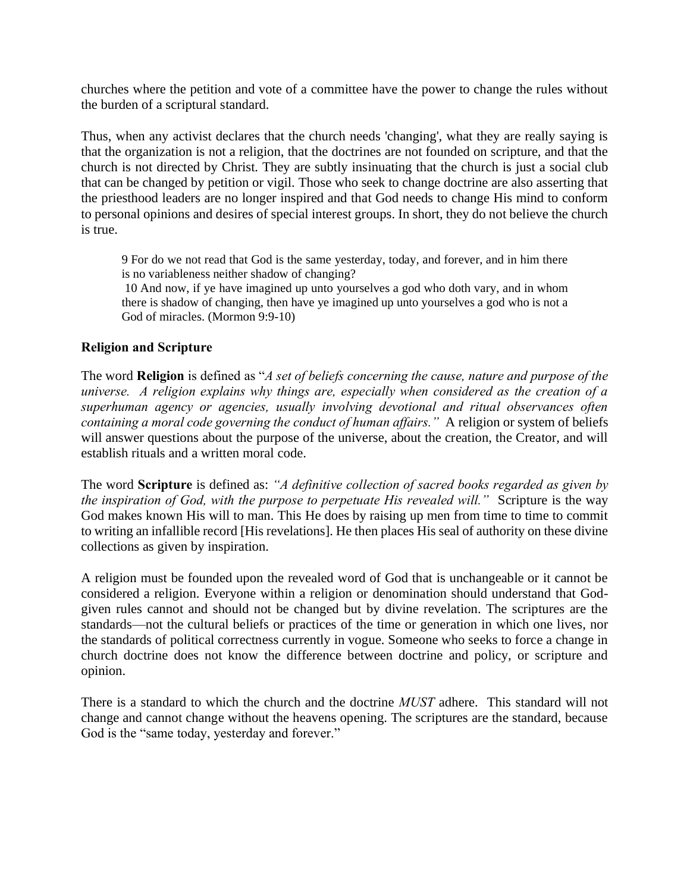churches where the petition and vote of a committee have the power to change the rules without the burden of a scriptural standard.

Thus, when any activist declares that the church needs 'changing', what they are really saying is that the organization is not a religion, that the doctrines are not founded on scripture, and that the church is not directed by Christ. They are subtly insinuating that the church is just a social club that can be changed by petition or vigil. Those who seek to change doctrine are also asserting that the priesthood leaders are no longer inspired and that God needs to change His mind to conform to personal opinions and desires of special interest groups. In short, they do not believe the church is true.

> 9 For do we not read that God is the same yesterday, today, and forever, and in him there is no variableness neither shadow of changing?
> 10 And now, if ye have imagined up unto yourselves a god who doth vary, and in whom there is shadow of changing, then have ye imagined up unto yourselves a god who is not a God of miracles. (Mormon 9:9-10)

**Religion and Scripture**

The word **Religion** is defined as "*A set of beliefs concerning the cause, nature and purpose of the universe. A religion explains why things are, especially when considered as the creation of a superhuman agency or agencies, usually involving devotional and ritual observances often containing a moral code governing the conduct of human affairs.*" A religion or system of beliefs will answer questions about the purpose of the universe, about the creation, the Creator, and will establish rituals and a written moral code.

The word **Scripture** is defined as: *"A definitive collection of sacred books regarded as given by the inspiration of God, with the purpose to perpetuate His revealed will."* Scripture is the way God makes known His will to man. This He does by raising up men from time to time to commit to writing an infallible record [His revelations]. He then places His seal of authority on these divine collections as given by inspiration.

A religion must be founded upon the revealed word of God that is unchangeable or it cannot be considered a religion. Everyone within a religion or denomination should understand that God-given rules cannot and should not be changed but by divine revelation. The scriptures are the standards—not the cultural beliefs or practices of the time or generation in which one lives, nor the standards of political correctness currently in vogue. Someone who seeks to force a change in church doctrine does not know the difference between doctrine and policy, or scripture and opinion.

There is a standard to which the church and the doctrine *MUST* adhere. This standard will not change and cannot change without the heavens opening. The scriptures are the standard, because God is the "same today, yesterday and forever."